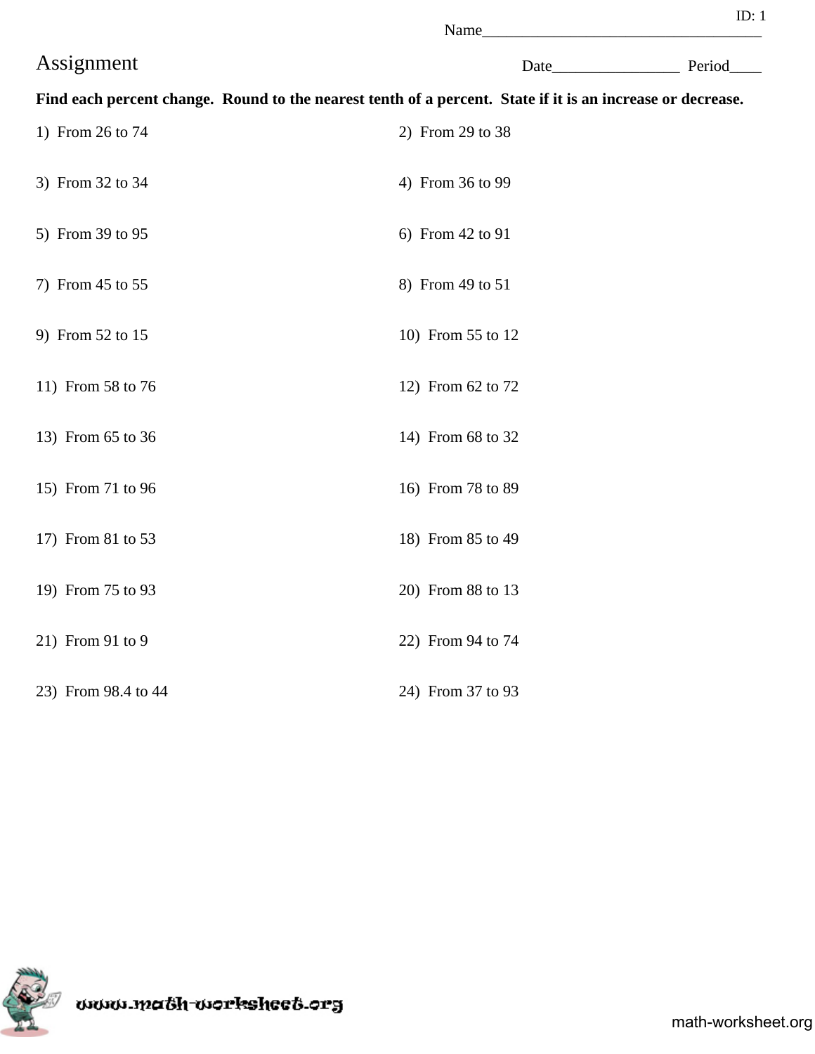ID: 1

Name___________________________________

# Assignment

Date________________ Period____

**Find each percent change. Round to the nearest tenth of a percent. State if it is an increase or decrease.**

1) From 26 to 74

2) From 29 to 38

3) From 32 to 34

4) From 36 to 99

5) From 39 to 95

6) From 42 to 91

7) From 45 to 55

8) From 49 to 51

9) From 52 to 15

10) From 55 to 12

11) From 58 to 76

12) From 62 to 72

13) From 65 to 36

14) From 68 to 32

15) From 71 to 96

16) From 78 to 89

17) From 81 to 53

18) From 85 to 49

19) From 75 to 93

20) From 88 to 13

21) From 91 to 9

22) From 94 to 74

23) From 98.4 to 44

24) From 37 to 93

www.math-worksheet.org

math-worksheet.org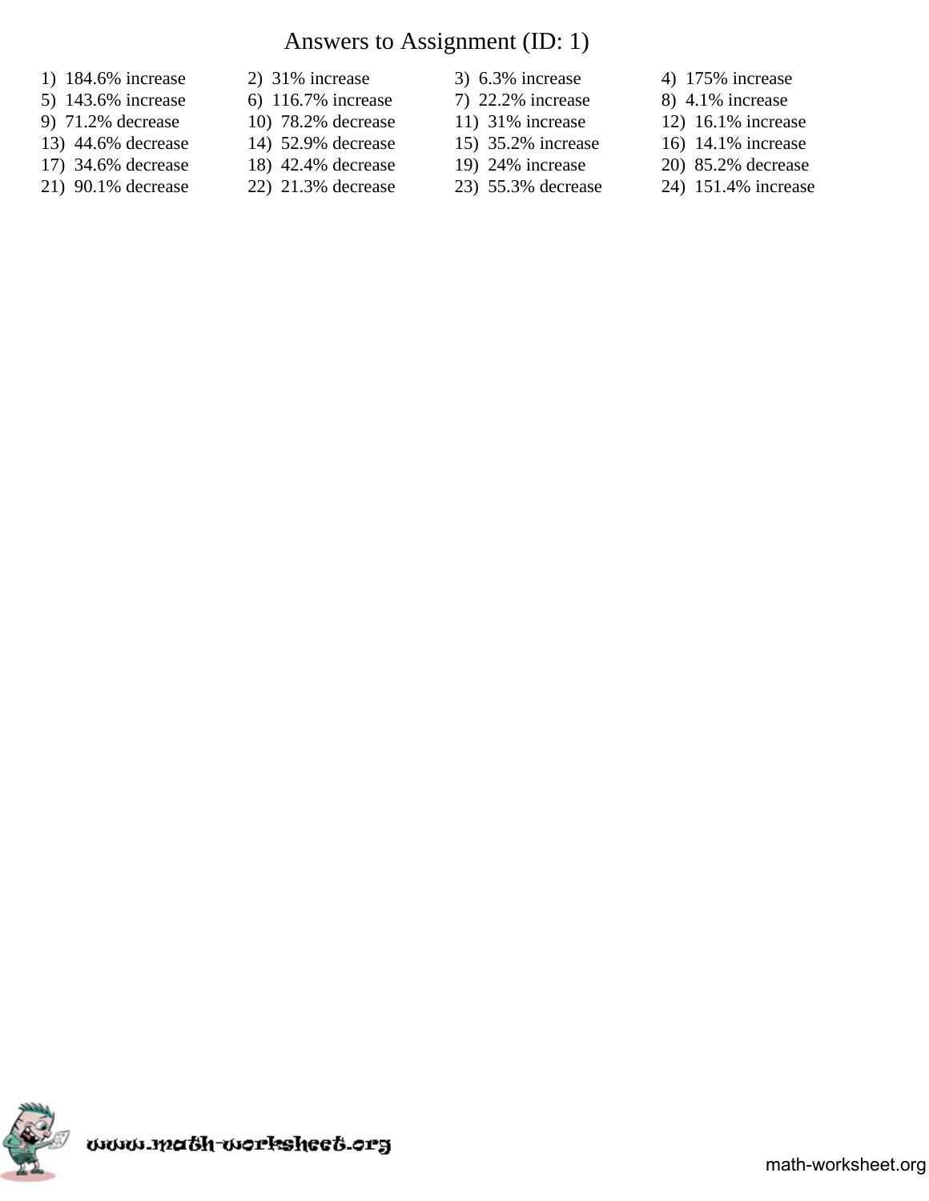# Answers to Assignment (ID: 1)

1) 184.6% increase
2) 31% increase
3) 6.3% increase
4) 175% increase
5) 143.6% increase
6) 116.7% increase
7) 22.2% increase
8) 4.1% increase
9) 71.2% decrease
10) 78.2% decrease
11) 31% increase
12) 16.1% increase
13) 44.6% decrease
14) 52.9% decrease
15) 35.2% increase
16) 14.1% increase
17) 34.6% decrease
18) 42.4% decrease
19) 24% increase
20) 85.2% decrease
21) 90.1% decrease
22) 21.3% decrease
23) 55.3% decrease
24) 151.4% increase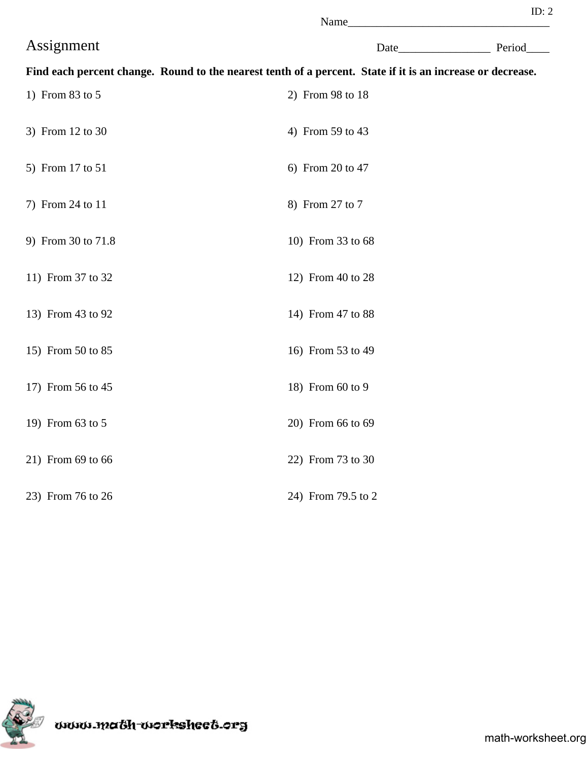ID: 2

Name___________________________________

# Assignment

Date________________ Period____

**Find each percent change. Round to the nearest tenth of a percent. State if it is an increase or decrease.**

1) From 83 to 5

2) From 98 to 18

3) From 12 to 30

4) From 59 to 43

5) From 17 to 51

6) From 20 to 47

7) From 24 to 11

8) From 27 to 7

9) From 30 to 71.8

10) From 33 to 68

11) From 37 to 32

12) From 40 to 28

13) From 43 to 92

14) From 47 to 88

15) From 50 to 85

16) From 53 to 49

17) From 56 to 45

18) From 60 to 9

19) From 63 to 5

20) From 66 to 69

21) From 69 to 66

22) From 73 to 30

23) From 76 to 26

24) From 79.5 to 2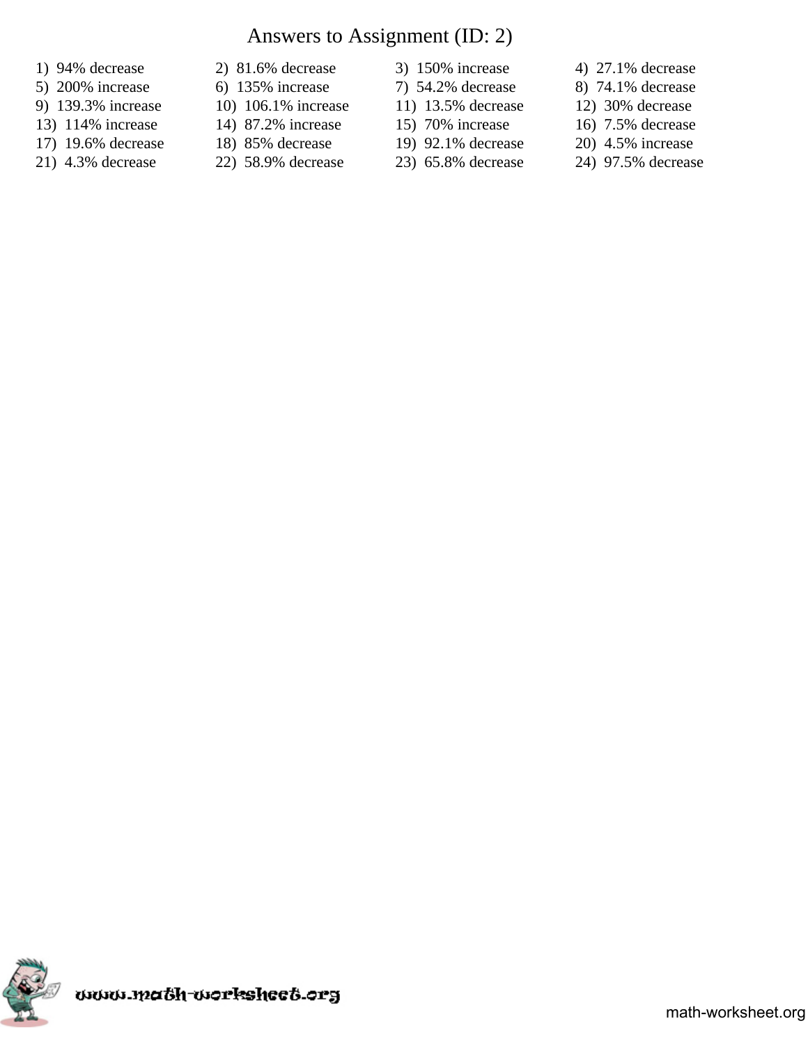# Answers to Assignment (ID: 2)

1) 94% decrease
2) 81.6% decrease
3) 150% increase
4) 27.1% decrease
5) 200% increase
6) 135% increase
7) 54.2% decrease
8) 74.1% decrease
9) 139.3% increase
10) 106.1% increase
11) 13.5% decrease
12) 30% decrease
13) 114% increase
14) 87.2% increase
15) 70% increase
16) 7.5% decrease
17) 19.6% decrease
18) 85% decrease
19) 92.1% decrease
20) 4.5% increase
21) 4.3% decrease
22) 58.9% decrease
23) 65.8% decrease
24) 97.5% decrease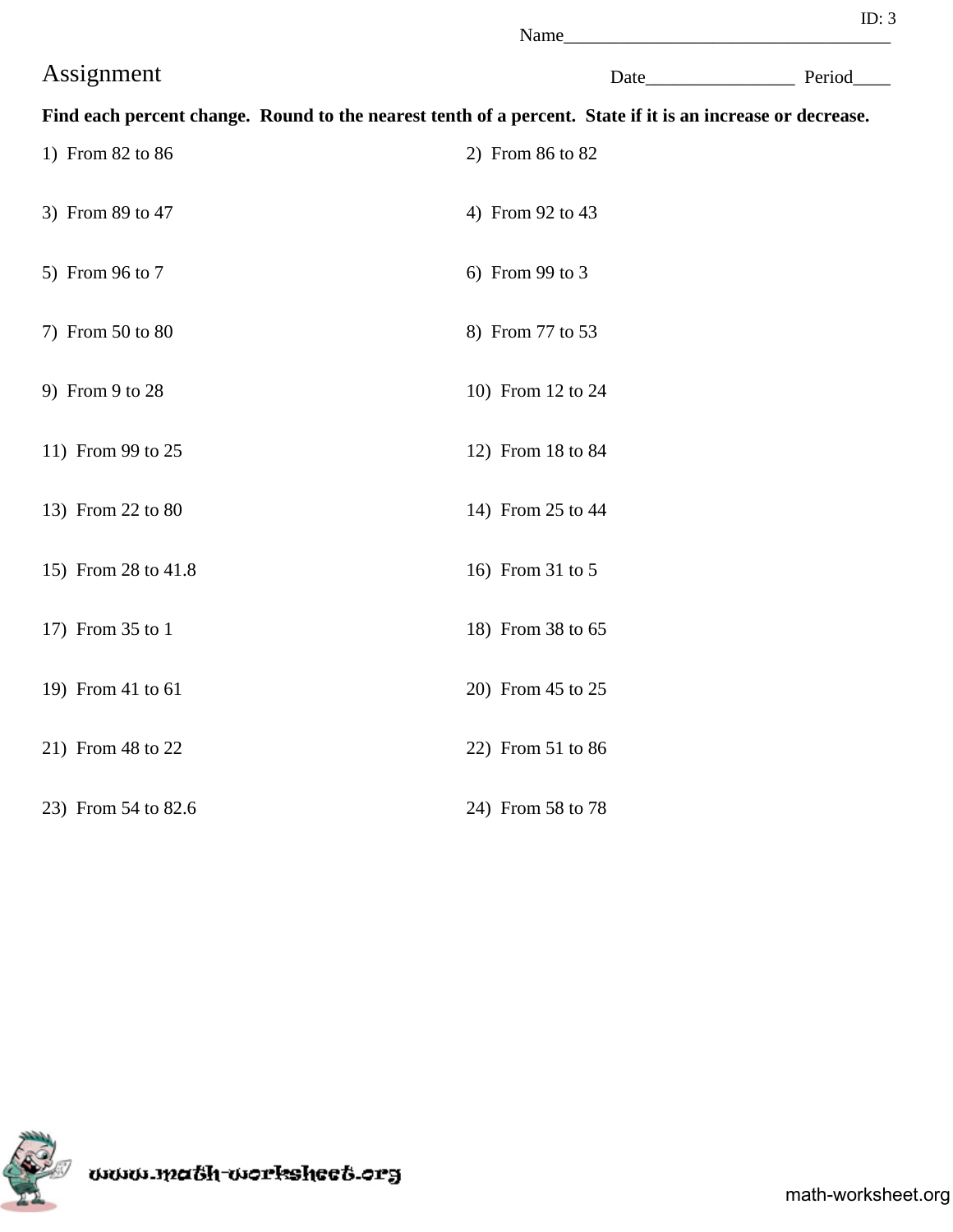ID: 3

Name___________________________________

# Assignment

Date________________ Period____

**Find each percent change. Round to the nearest tenth of a percent. State if it is an increase or decrease.**

1) From 82 to 86

2) From 86 to 82

3) From 89 to 47

4) From 92 to 43

5) From 96 to 7

6) From 99 to 3

7) From 50 to 80

8) From 77 to 53

9) From 9 to 28

10) From 12 to 24

11) From 99 to 25

12) From 18 to 84

13) From 22 to 80

14) From 25 to 44

15) From 28 to 41.8

16) From 31 to 5

17) From 35 to 1

18) From 38 to 65

19) From 41 to 61

20) From 45 to 25

21) From 48 to 22

22) From 51 to 86

23) From 54 to 82.6

24) From 58 to 78

www.math-worksheet.org

math-worksheet.org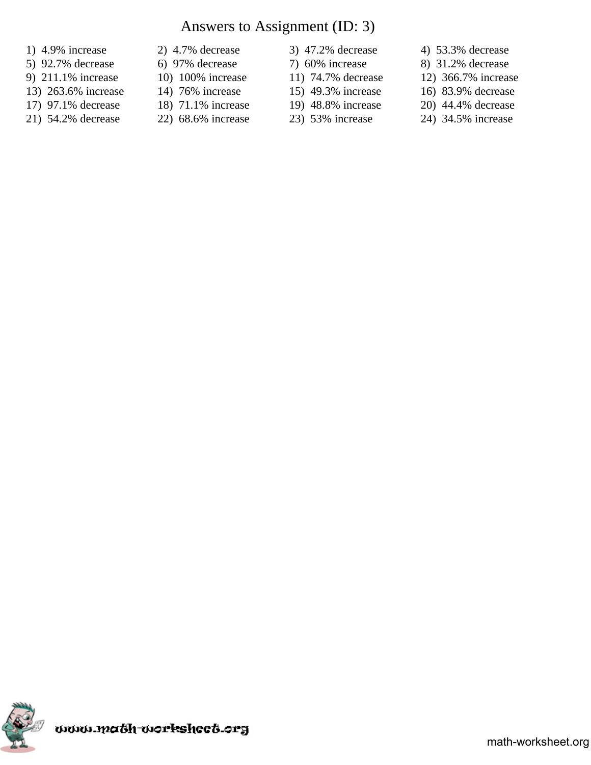# Answers to Assignment (ID: 3)

1) 4.9% increase
2) 4.7% decrease
3) 47.2% decrease
4) 53.3% decrease
5) 92.7% decrease
6) 97% decrease
7) 60% increase
8) 31.2% decrease
9) 211.1% increase
10) 100% increase
11) 74.7% decrease
12) 366.7% increase
13) 263.6% increase
14) 76% increase
15) 49.3% increase
16) 83.9% decrease
17) 97.1% decrease
18) 71.1% increase
19) 48.8% increase
20) 44.4% decrease
21) 54.2% decrease
22) 68.6% increase
23) 53% increase
24) 34.5% increase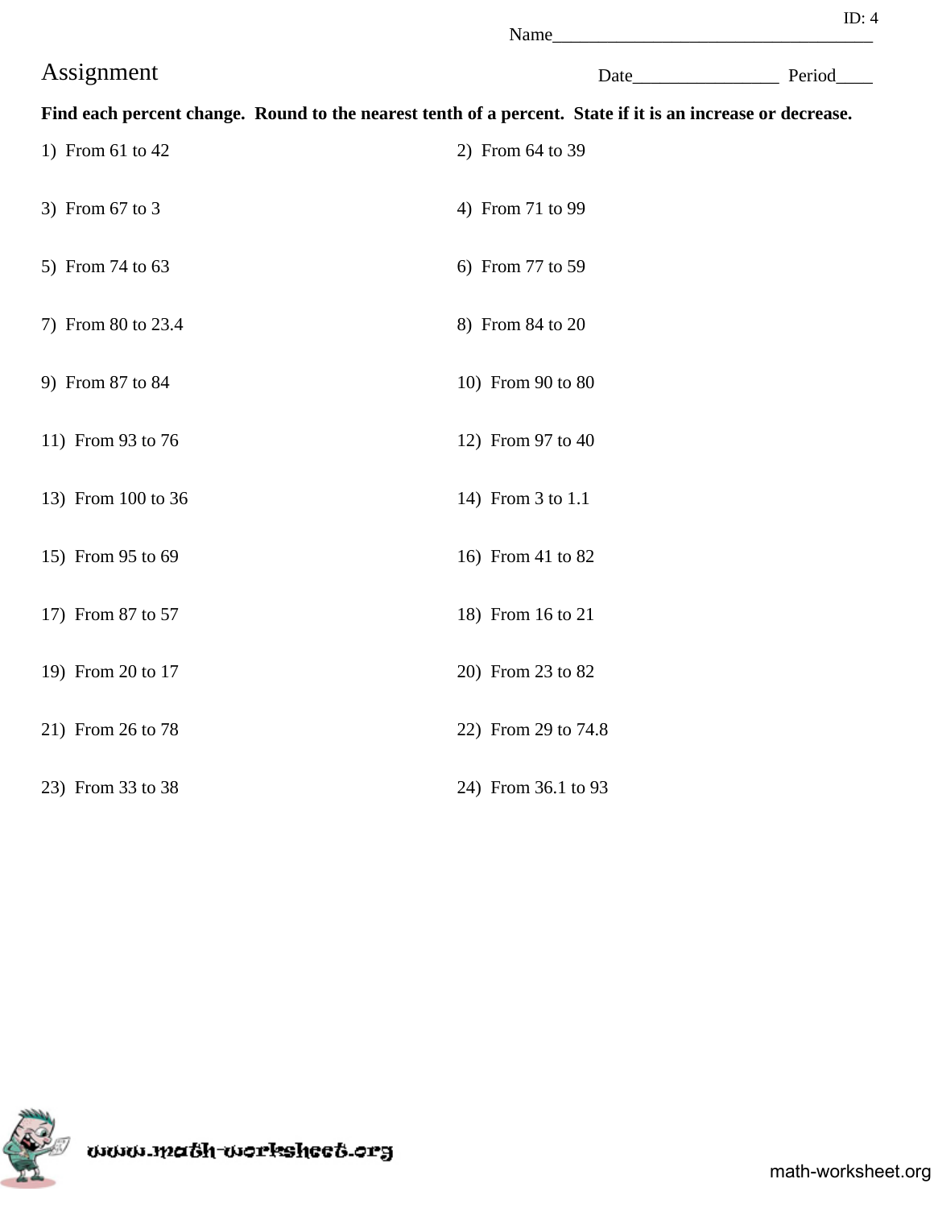ID: 4

Name___________________________________

# Assignment

Date________________ Period____

**Find each percent change. Round to the nearest tenth of a percent. State if it is an increase or decrease.**

1) From 61 to 42

2) From 64 to 39

3) From 67 to 3

4) From 71 to 99

5) From 74 to 63

6) From 77 to 59

7) From 80 to 23.4

8) From 84 to 20

9) From 87 to 84

10) From 90 to 80

11) From 93 to 76

12) From 97 to 40

13) From 100 to 36

14) From 3 to 1.1

15) From 95 to 69

16) From 41 to 82

17) From 87 to 57

18) From 16 to 21

19) From 20 to 17

20) From 23 to 82

21) From 26 to 78

22) From 29 to 74.8

23) From 33 to 38

24) From 36.1 to 93

www.math-worksheet.org

math-worksheet.org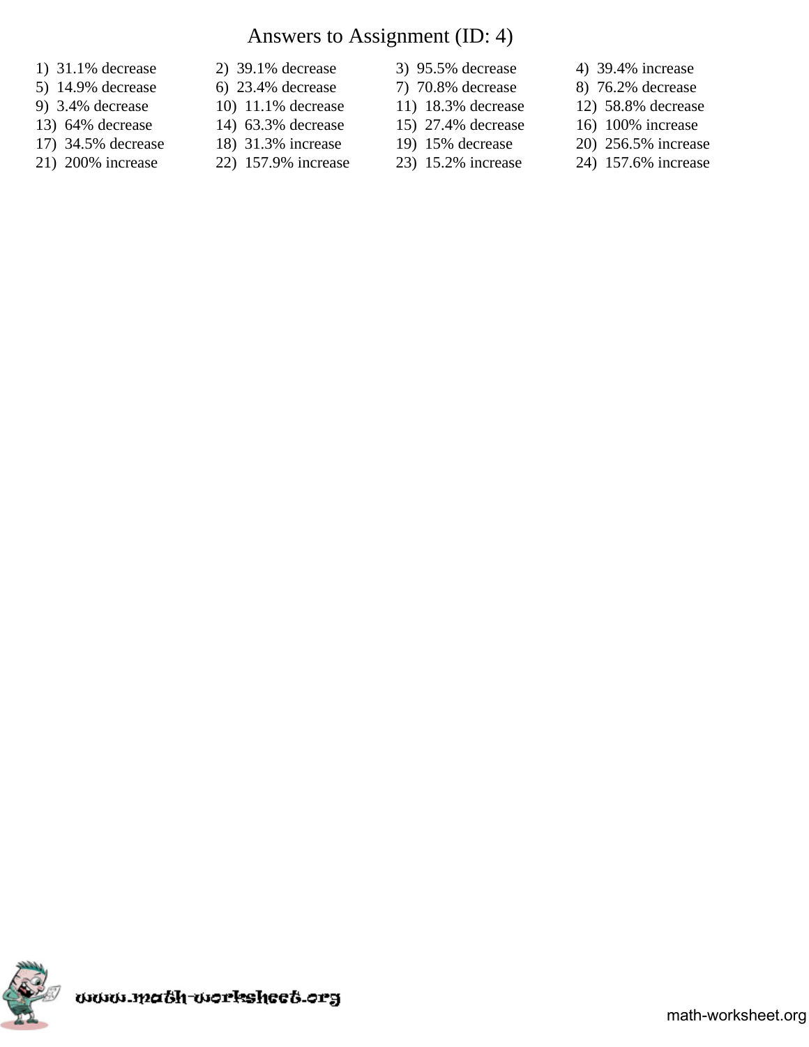# Answers to Assignment (ID: 4)

1) 31.1% decrease
2) 39.1% decrease
3) 95.5% decrease
4) 39.4% increase
5) 14.9% decrease
6) 23.4% decrease
7) 70.8% decrease
8) 76.2% decrease
9) 3.4% decrease
10) 11.1% decrease
11) 18.3% decrease
12) 58.8% decrease
13) 64% decrease
14) 63.3% decrease
15) 27.4% decrease
16) 100% increase
17) 34.5% decrease
18) 31.3% increase
19) 15% decrease
20) 256.5% increase
21) 200% increase
22) 157.9% increase
23) 15.2% increase
24) 157.6% increase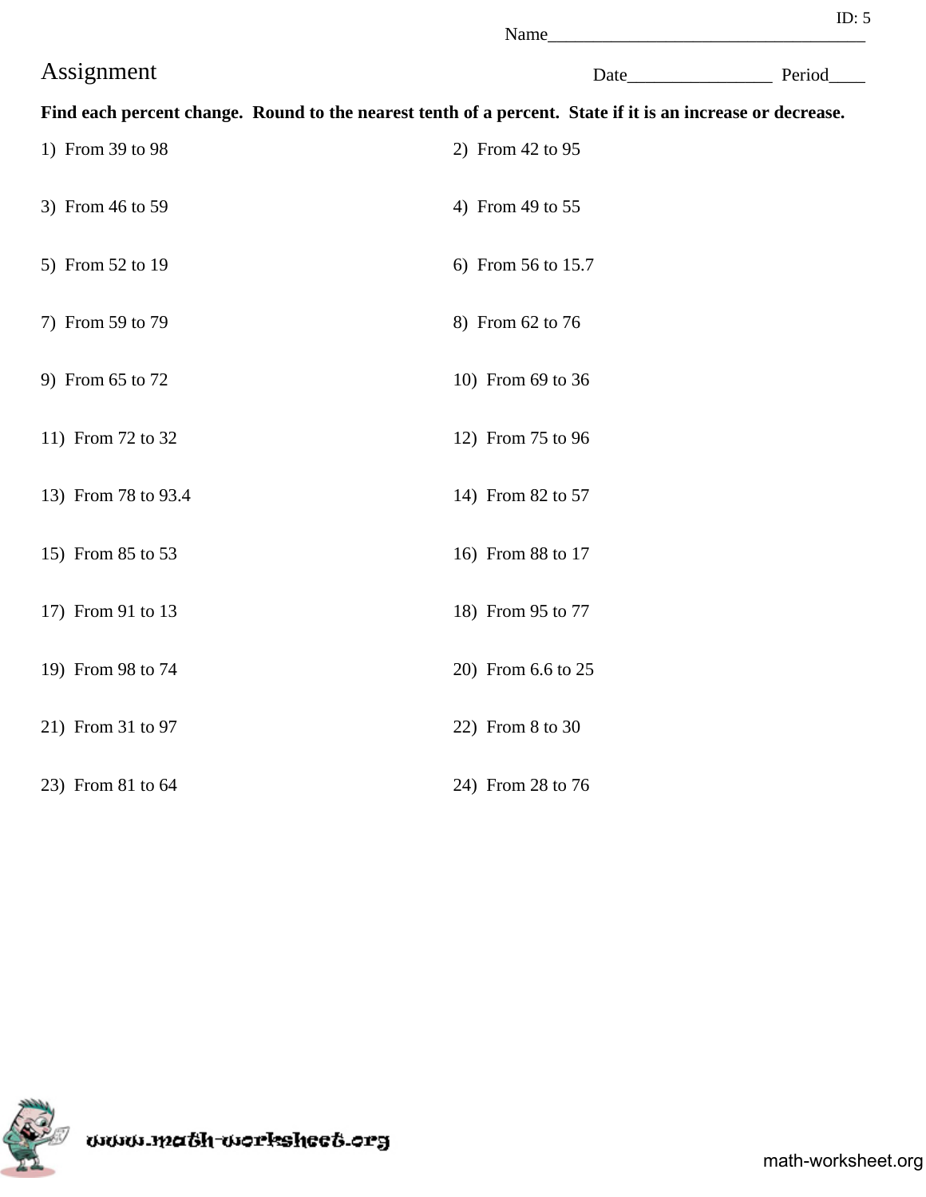ID: 5

Name___________________________________

# Assignment

Date________________ Period____

**Find each percent change. Round to the nearest tenth of a percent. State if it is an increase or decrease.**

1) From 39 to 98

2) From 42 to 95

3) From 46 to 59

4) From 49 to 55

5) From 52 to 19

6) From 56 to 15.7

7) From 59 to 79

8) From 62 to 76

9) From 65 to 72

10) From 69 to 36

11) From 72 to 32

12) From 75 to 96

13) From 78 to 93.4

14) From 82 to 57

15) From 85 to 53

16) From 88 to 17

17) From 91 to 13

18) From 95 to 77

19) From 98 to 74

20) From 6.6 to 25

21) From 31 to 97

22) From 8 to 30

23) From 81 to 64

24) From 28 to 76

www.math-worksheet.org

math-worksheet.org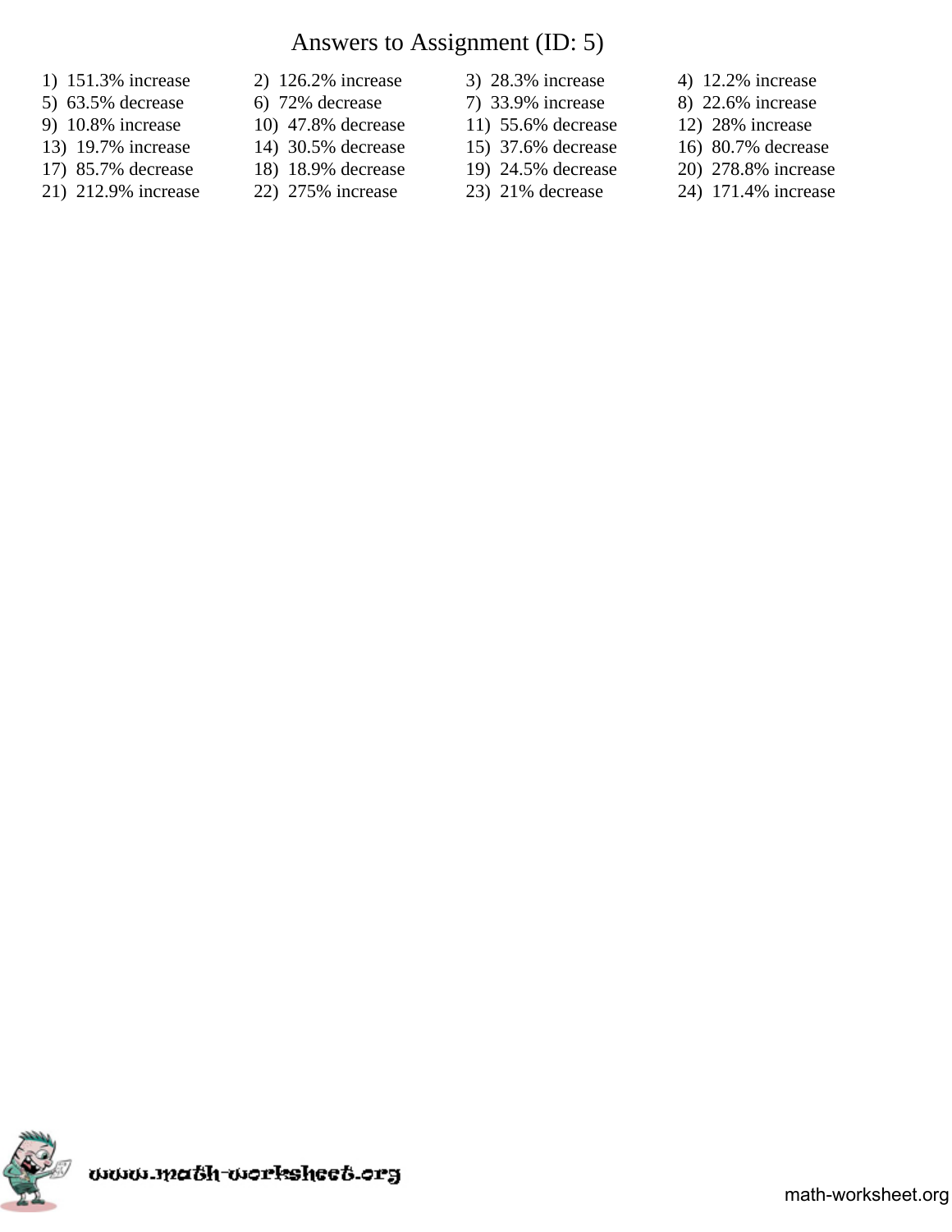# Answers to Assignment (ID: 5)

1) 151.3% increase
2) 126.2% increase
3) 28.3% increase
4) 12.2% increase
5) 63.5% decrease
6) 72% decrease
7) 33.9% increase
8) 22.6% increase
9) 10.8% increase
10) 47.8% decrease
11) 55.6% decrease
12) 28% increase
13) 19.7% increase
14) 30.5% decrease
15) 37.6% decrease
16) 80.7% decrease
17) 85.7% decrease
18) 18.9% decrease
19) 24.5% decrease
20) 278.8% increase
21) 212.9% increase
22) 275% increase
23) 21% decrease
24) 171.4% increase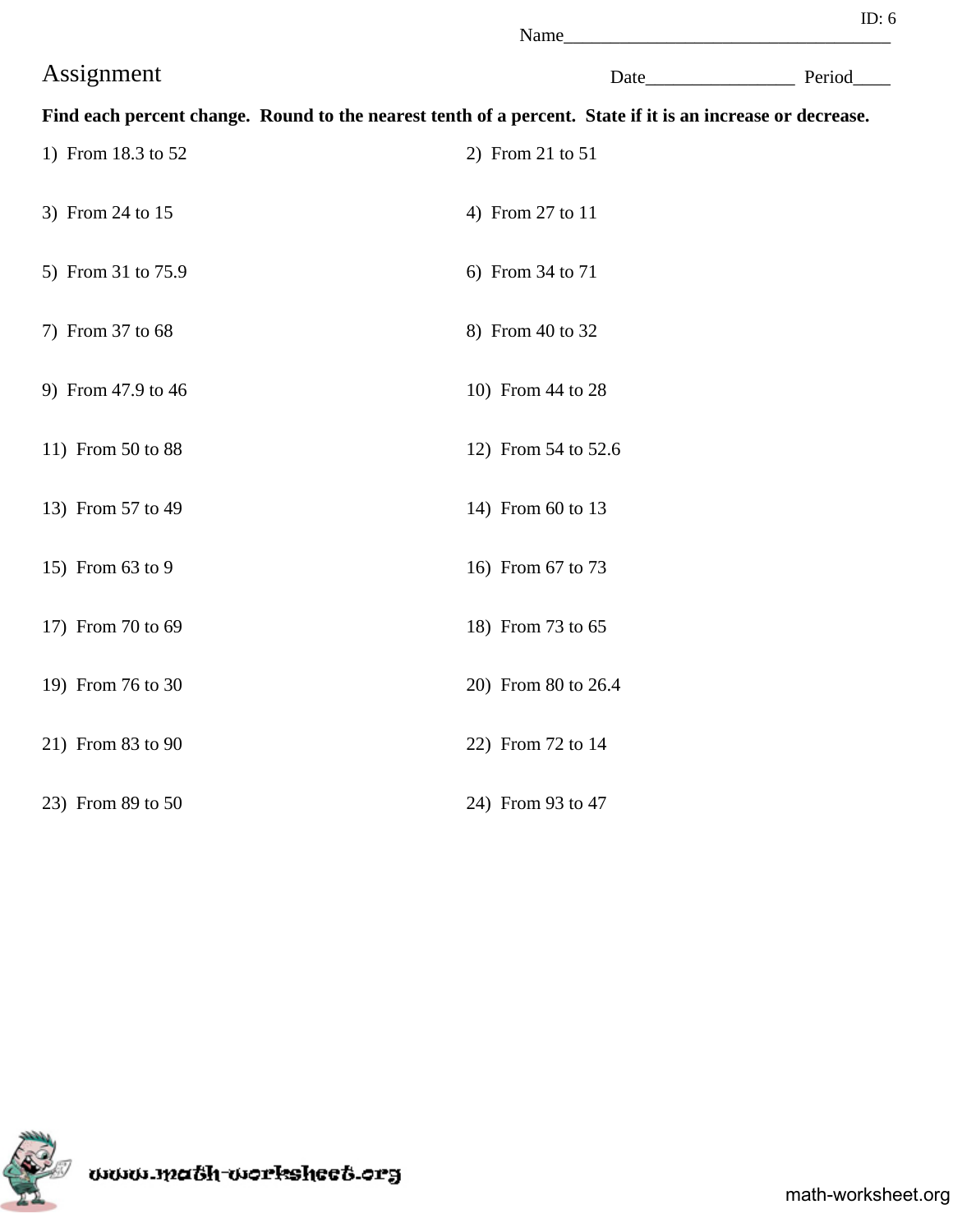ID: 6

Name___________________________________

# Assignment

Date________________ Period____

**Find each percent change. Round to the nearest tenth of a percent. State if it is an increase or decrease.**

1) From 18.3 to 52

2) From 21 to 51

3) From 24 to 15

4) From 27 to 11

5) From 31 to 75.9

6) From 34 to 71

7) From 37 to 68

8) From 40 to 32

9) From 47.9 to 46

10) From 44 to 28

11) From 50 to 88

12) From 54 to 52.6

13) From 57 to 49

14) From 60 to 13

15) From 63 to 9

16) From 67 to 73

17) From 70 to 69

18) From 73 to 65

19) From 76 to 30

20) From 80 to 26.4

21) From 83 to 90

22) From 72 to 14

23) From 89 to 50

24) From 93 to 47

www.math-worksheet.org

math-worksheet.org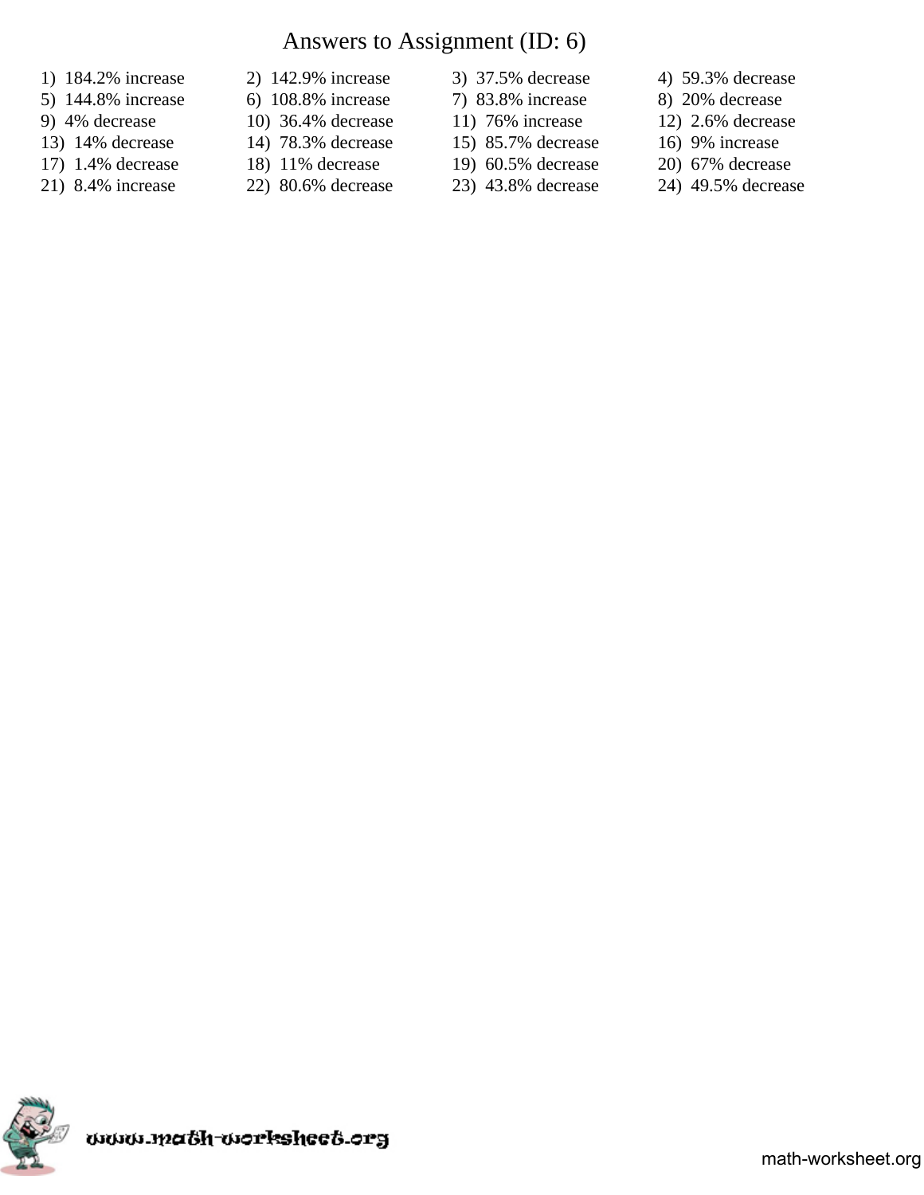# Answers to Assignment (ID: 6)

1) 184.2% increase
2) 142.9% increase
3) 37.5% decrease
4) 59.3% decrease
5) 144.8% increase
6) 108.8% increase
7) 83.8% increase
8) 20% decrease
9) 4% decrease
10) 36.4% decrease
11) 76% increase
12) 2.6% decrease
13) 14% decrease
14) 78.3% decrease
15) 85.7% decrease
16) 9% increase
17) 1.4% decrease
18) 11% decrease
19) 60.5% decrease
20) 67% decrease
21) 8.4% increase
22) 80.6% decrease
23) 43.8% decrease
24) 49.5% decrease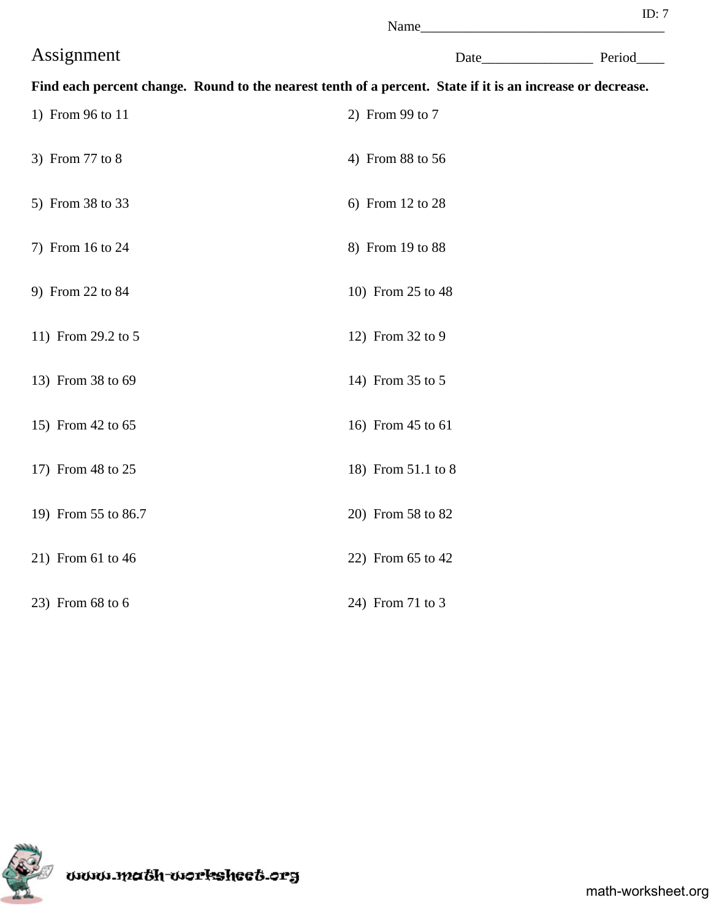ID: 7

Name___________________________________

# Assignment

Date________________ Period____

**Find each percent change. Round to the nearest tenth of a percent. State if it is an increase or decrease.**

1) From 96 to 11

2) From 99 to 7

3) From 77 to 8

4) From 88 to 56

5) From 38 to 33

6) From 12 to 28

7) From 16 to 24

8) From 19 to 88

9) From 22 to 84

10) From 25 to 48

11) From 29.2 to 5

12) From 32 to 9

13) From 38 to 69

14) From 35 to 5

15) From 42 to 65

16) From 45 to 61

17) From 48 to 25

18) From 51.1 to 8

19) From 55 to 86.7

20) From 58 to 82

21) From 61 to 46

22) From 65 to 42

23) From 68 to 6

24) From 71 to 3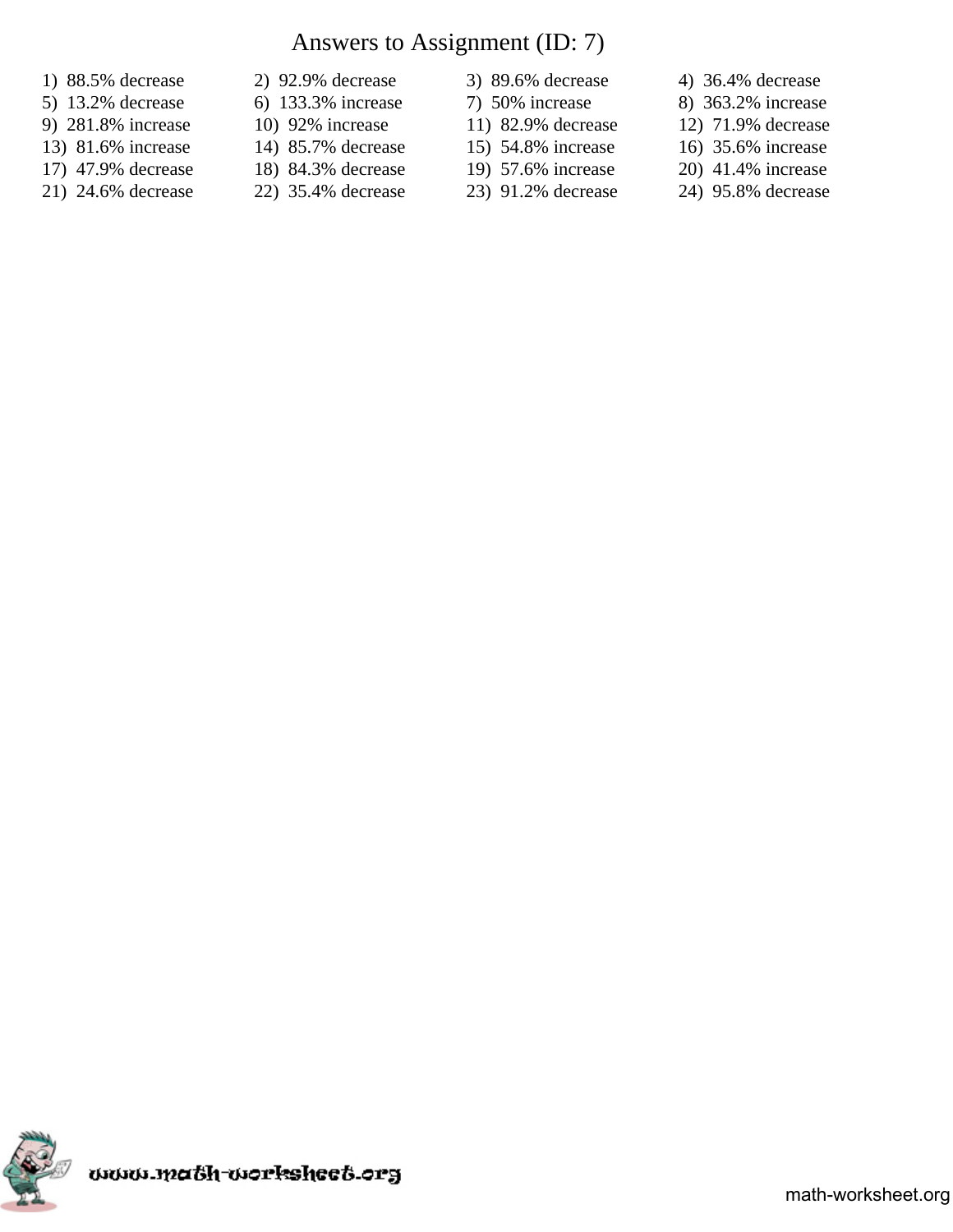# Answers to Assignment (ID: 7)

1) 88.5% decrease
2) 92.9% decrease
3) 89.6% decrease
4) 36.4% decrease
5) 13.2% decrease
6) 133.3% increase
7) 50% increase
8) 363.2% increase
9) 281.8% increase
10) 92% increase
11) 82.9% decrease
12) 71.9% decrease
13) 81.6% increase
14) 85.7% decrease
15) 54.8% increase
16) 35.6% increase
17) 47.9% decrease
18) 84.3% decrease
19) 57.6% increase
20) 41.4% increase
21) 24.6% decrease
22) 35.4% decrease
23) 91.2% decrease
24) 95.8% decrease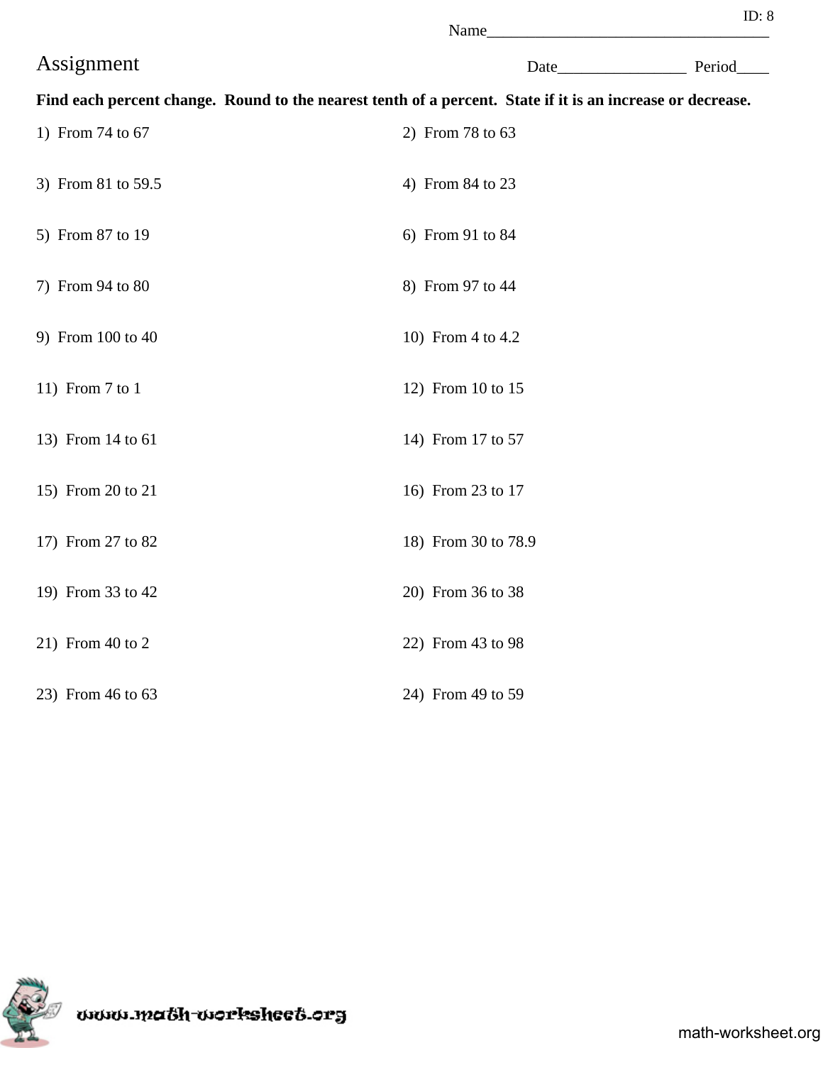ID: 8

Name___________________________________

# Assignment

Date________________ Period____

**Find each percent change. Round to the nearest tenth of a percent. State if it is an increase or decrease.**

1) From 74 to 67

2) From 78 to 63

3) From 81 to 59.5

4) From 84 to 23

5) From 87 to 19

6) From 91 to 84

7) From 94 to 80

8) From 97 to 44

9) From 100 to 40

10) From 4 to 4.2

11) From 7 to 1

12) From 10 to 15

13) From 14 to 61

14) From 17 to 57

15) From 20 to 21

16) From 23 to 17

17) From 27 to 82

18) From 30 to 78.9

19) From 33 to 42

20) From 36 to 38

21) From 40 to 2

22) From 43 to 98

23) From 46 to 63

24) From 49 to 59

www.math-worksheet.org

math-worksheet.org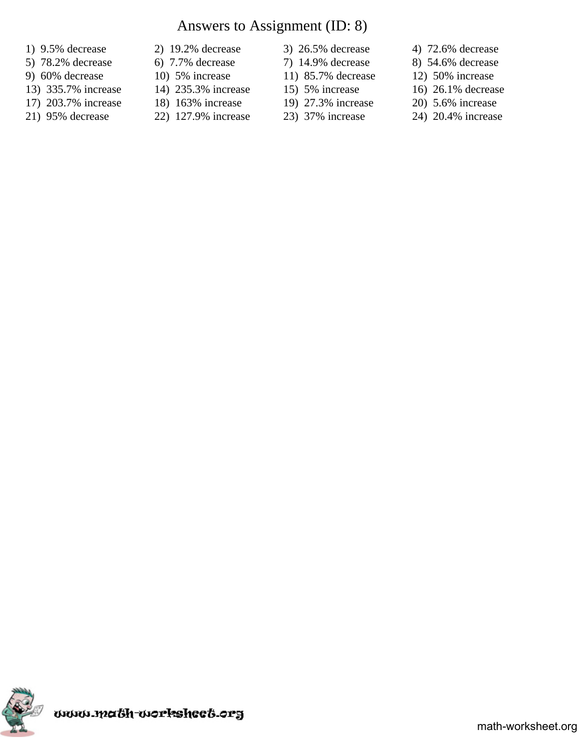# Answers to Assignment (ID: 8)

1) 9.5% decrease
2) 19.2% decrease
3) 26.5% decrease
4) 72.6% decrease
5) 78.2% decrease
6) 7.7% decrease
7) 14.9% decrease
8) 54.6% decrease
9) 60% decrease
10) 5% increase
11) 85.7% decrease
12) 50% increase
13) 335.7% increase
14) 235.3% increase
15) 5% increase
16) 26.1% decrease
17) 203.7% increase
18) 163% increase
19) 27.3% increase
20) 5.6% increase
21) 95% decrease
22) 127.9% increase
23) 37% increase
24) 20.4% increase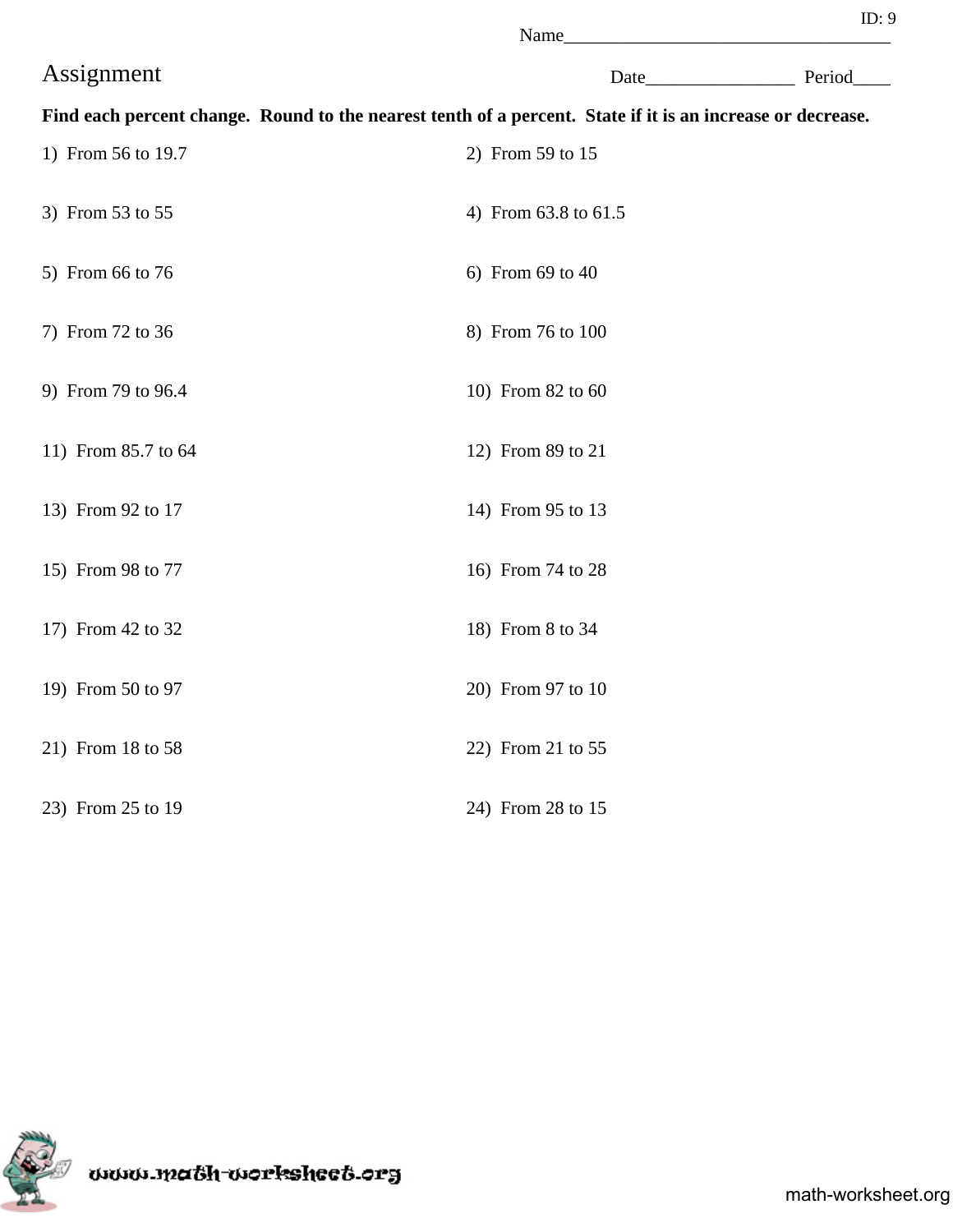ID: 9

Name___________________________________

# Assignment

Date________________ Period____

**Find each percent change. Round to the nearest tenth of a percent. State if it is an increase or decrease.**

1) From 56 to 19.7

2) From 59 to 15

3) From 53 to 55

4) From 63.8 to 61.5

5) From 66 to 76

6) From 69 to 40

7) From 72 to 36

8) From 76 to 100

9) From 79 to 96.4

10) From 82 to 60

11) From 85.7 to 64

12) From 89 to 21

13) From 92 to 17

14) From 95 to 13

15) From 98 to 77

16) From 74 to 28

17) From 42 to 32

18) From 8 to 34

19) From 50 to 97

20) From 97 to 10

21) From 18 to 58

22) From 21 to 55

23) From 25 to 19

24) From 28 to 15

www.math-worksheet.org

math-worksheet.org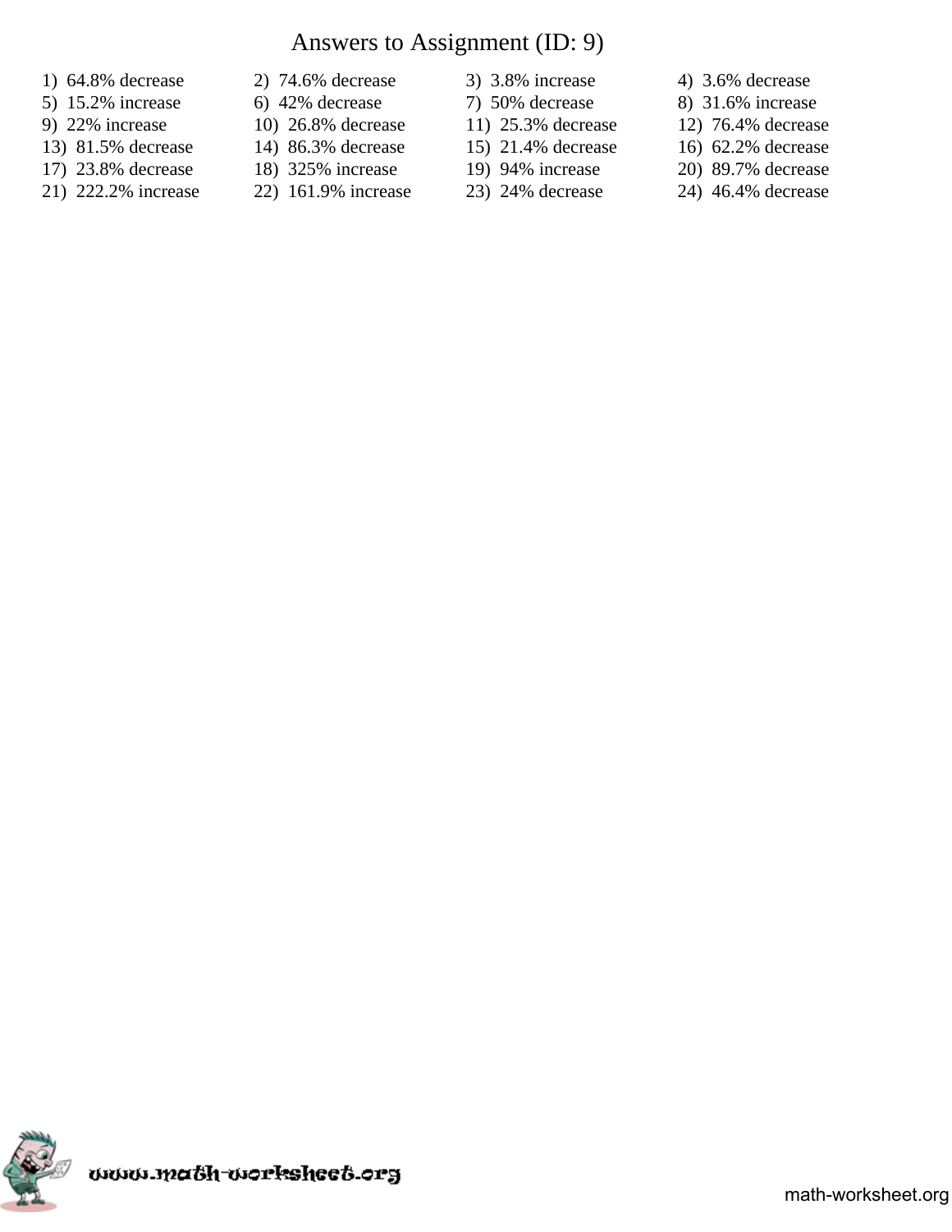# Answers to Assignment (ID: 9)

1) 64.8% decrease
2) 74.6% decrease
3) 3.8% increase
4) 3.6% decrease
5) 15.2% increase
6) 42% decrease
7) 50% decrease
8) 31.6% increase
9) 22% increase
10) 26.8% decrease
11) 25.3% decrease
12) 76.4% decrease
13) 81.5% decrease
14) 86.3% decrease
15) 21.4% decrease
16) 62.2% decrease
17) 23.8% decrease
18) 325% increase
19) 94% increase
20) 89.7% decrease
21) 222.2% increase
22) 161.9% increase
23) 24% decrease
24) 46.4% decrease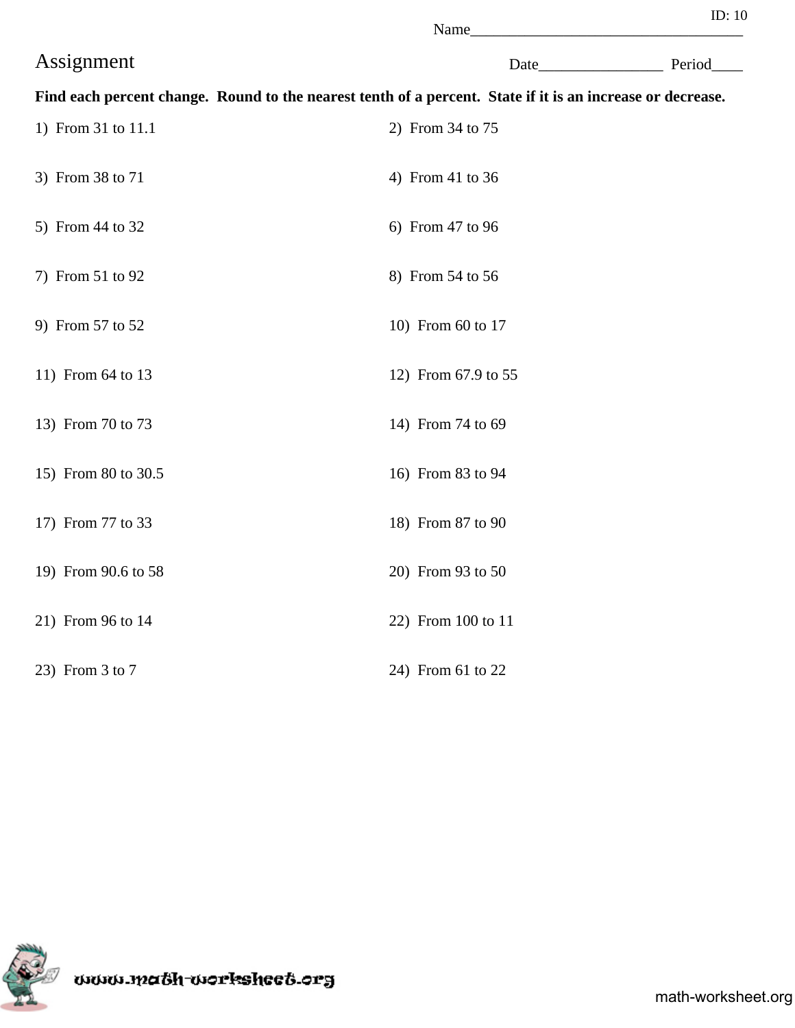ID: 10

Name___________________________________

# Assignment

Date________________ Period____

**Find each percent change. Round to the nearest tenth of a percent. State if it is an increase or decrease.**

1) From 31 to 11.1

2) From 34 to 75

3) From 38 to 71

4) From 41 to 36

5) From 44 to 32

6) From 47 to 96

7) From 51 to 92

8) From 54 to 56

9) From 57 to 52

10) From 60 to 17

11) From 64 to 13

12) From 67.9 to 55

13) From 70 to 73

14) From 74 to 69

15) From 80 to 30.5

16) From 83 to 94

17) From 77 to 33

18) From 87 to 90

19) From 90.6 to 58

20) From 93 to 50

21) From 96 to 14

22) From 100 to 11

23) From 3 to 7

24) From 61 to 22

www.math-worksheet.org

math-worksheet.org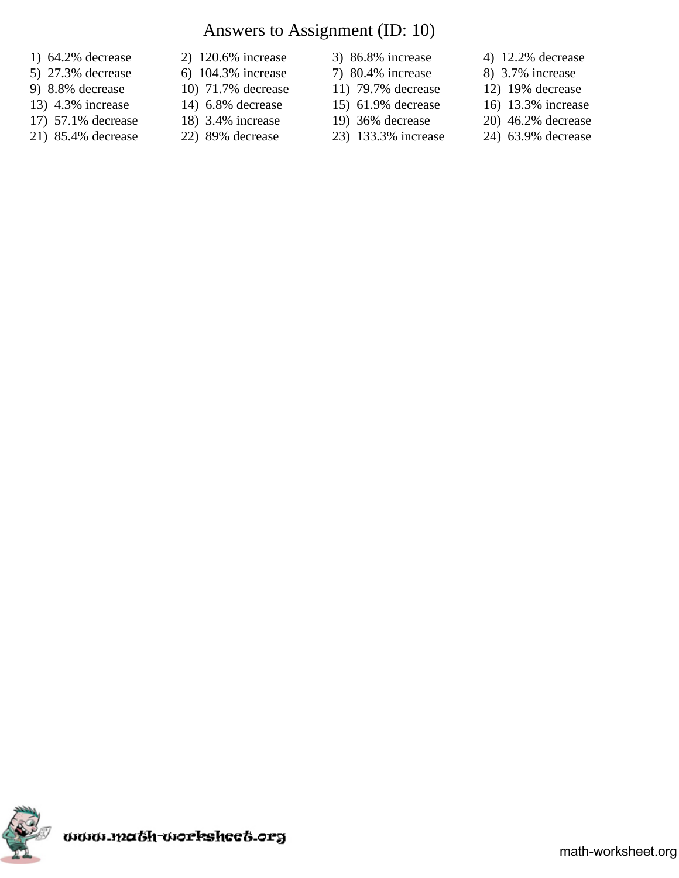# Answers to Assignment (ID: 10)

1) 64.2% decrease
2) 120.6% increase
3) 86.8% increase
4) 12.2% decrease
5) 27.3% decrease
6) 104.3% increase
7) 80.4% increase
8) 3.7% increase
9) 8.8% decrease
10) 71.7% decrease
11) 79.7% decrease
12) 19% decrease
13) 4.3% increase
14) 6.8% decrease
15) 61.9% decrease
16) 13.3% increase
17) 57.1% decrease
18) 3.4% increase
19) 36% decrease
20) 46.2% decrease
21) 85.4% decrease
22) 89% decrease
23) 133.3% increase
24) 63.9% decrease